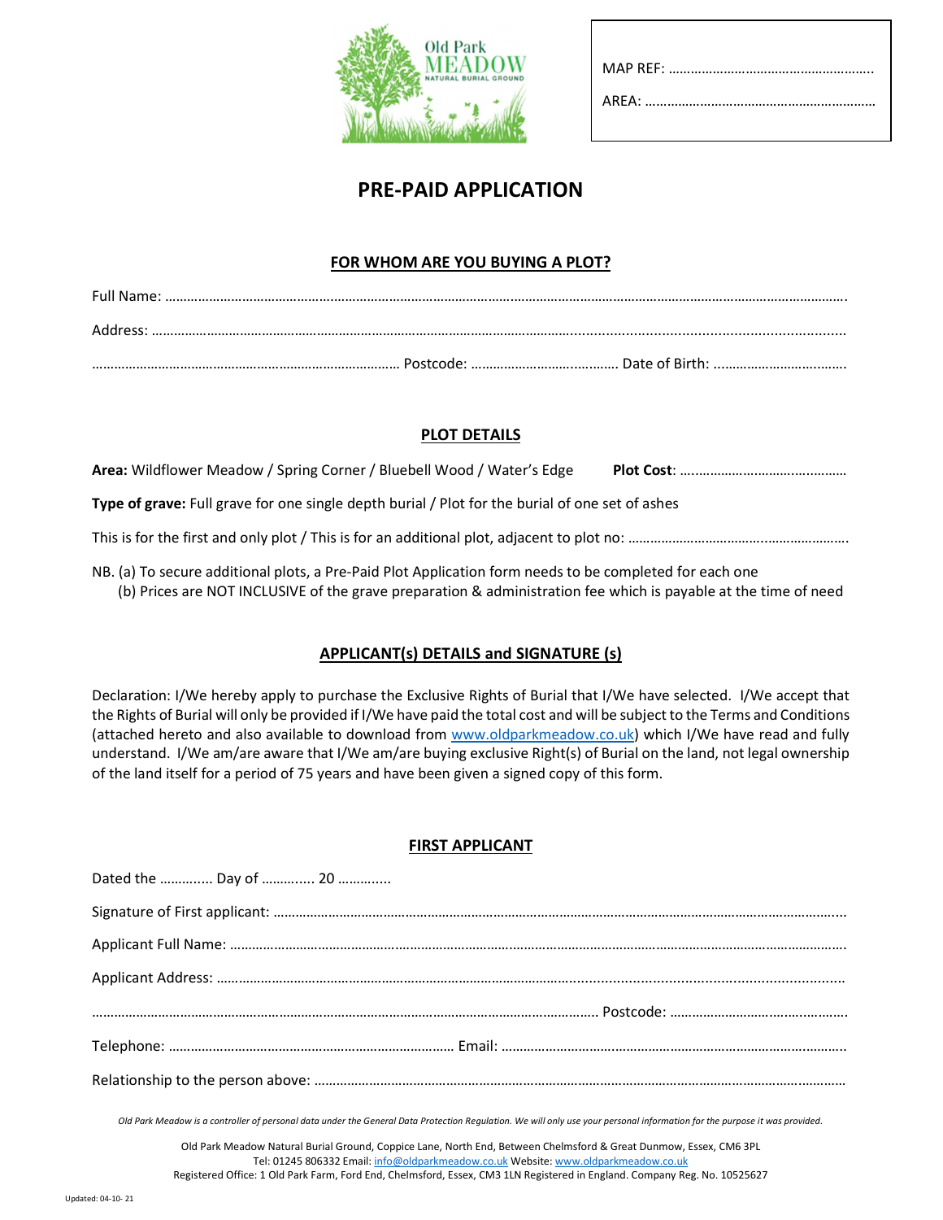Old Park MEADOW NATURAL BURIAL GROUND

MAP REF: ………………………………………………..

AREA: ………………………………………………………

# PRE-PAID APPLICATION

## FOR WHOM ARE YOU BUYING A PLOT?

Full Name: ………………………………………………………………………………………………………………………………………………………

Address: ……………………………………………………………………………………………………………………………………………………….

………………………………………………………………………… Postcode: ……………………………… Date of Birth: ………………………………

## PLOT DETAILS

**Area:** Wildflower Meadow / Spring Corner / Bluebell Wood / Water's Edge **Plot Cost**: ……………………………………………

**Type of grave:** Full grave for one single depth burial / Plot for the burial of one set of ashes

This is for the first and only plot / This is for an additional plot, adjacent to plot no: …………………………………………………….

NB. (a) To secure additional plots, a Pre-Paid Plot Application form needs to be completed for each one
(b) Prices are NOT INCLUSIVE of the grave preparation & administration fee which is payable at the time of need

## APPLICANT(s) DETAILS and SIGNATURE (s)

Declaration: I/We hereby apply to purchase the Exclusive Rights of Burial that I/We have selected. I/We accept that the Rights of Burial will only be provided if I/We have paid the total cost and will be subject to the Terms and Conditions (attached hereto and also available to download from www.oldparkmeadow.co.uk) which I/We have read and fully understand. I/We am/are aware that I/We am/are buying exclusive Right(s) of Burial on the land, not legal ownership of the land itself for a period of 75 years and have been given a signed copy of this form.

## FIRST APPLICANT

Dated the ………..... Day of ………..... 20 ………….

Signature of First applicant: ………………………………………………………………………………………………………………………………

Applicant Full Name: ……………………………………………………………………………………………………………………………………….

Applicant Address: …………………………………………………………………………………………………………………………………………

…………………………………………………………………………………………………………………………… Postcode: ……………………………………………

Telephone: …………………………………………………………………… Email: ……………………………………………………………………………….

Relationship to the person above: ………………………………………………………………………………………………………………………

*Old Park Meadow is a controller of personal data under the General Data Protection Regulation. We will only use your personal information for the purpose it was provided.*

Old Park Meadow Natural Burial Ground, Coppice Lane, North End, Between Chelmsford & Great Dunmow, Essex, CM6 3PL
Tel: 01245 806332 Email: info@oldparkmeadow.co.uk Website: www.oldparkmeadow.co.uk
Registered Office: 1 Old Park Farm, Ford End, Chelmsford, Essex, CM3 1LN Registered in England. Company Reg. No. 10525627

Updated: 04-10- 21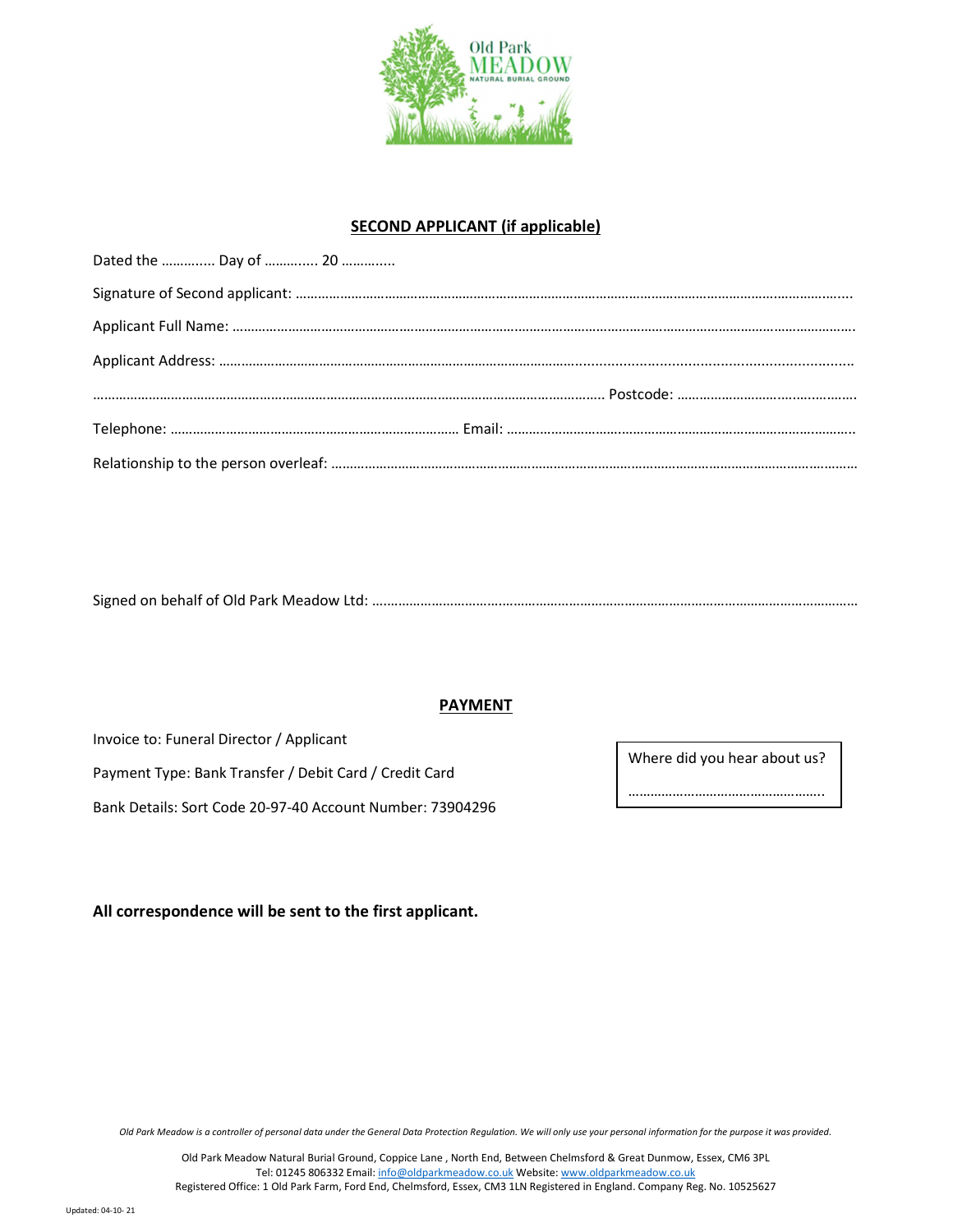## SECOND APPLICANT (if applicable)

Dated the ………..... Day of ………..... 20 ………....

Signature of Second applicant: ……………………………………………………………………………………………………………………………….....

Applicant Full Name: ……………………………………………………………………………………………………………………………………………….

Applicant Address: ……………………………………………………………………………………...............................................................

…………………………………………………………………………………………………………………….. Postcode: ………………………………………….

Telephone: …………………………………………………………………… Email: ………………………………………………………………………………….

Relationship to the person overleaf: ……………………………………………………………………………………………………………………

Signed on behalf of Old Park Meadow Ltd: ………………………………………………………………………………………………………………

## PAYMENT

Invoice to: Funeral Director / Applicant

Payment Type: Bank Transfer / Debit Card / Credit Card

Bank Details: Sort Code 20-97-40 Account Number: 73904296

Where did you hear about us?

……………………………………………..

**All correspondence will be sent to the first applicant.**

*Old Park Meadow is a controller of personal data under the General Data Protection Regulation. We will only use your personal information for the purpose it was provided.*

Old Park Meadow Natural Burial Ground, Coppice Lane , North End, Between Chelmsford & Great Dunmow, Essex, CM6 3PL
Tel: 01245 806332 Email: info@oldparkmeadow.co.uk Website: www.oldparkmeadow.co.uk
Registered Office: 1 Old Park Farm, Ford End, Chelmsford, Essex, CM3 1LN Registered in England. Company Reg. No. 10525627

Updated: 04-10- 21